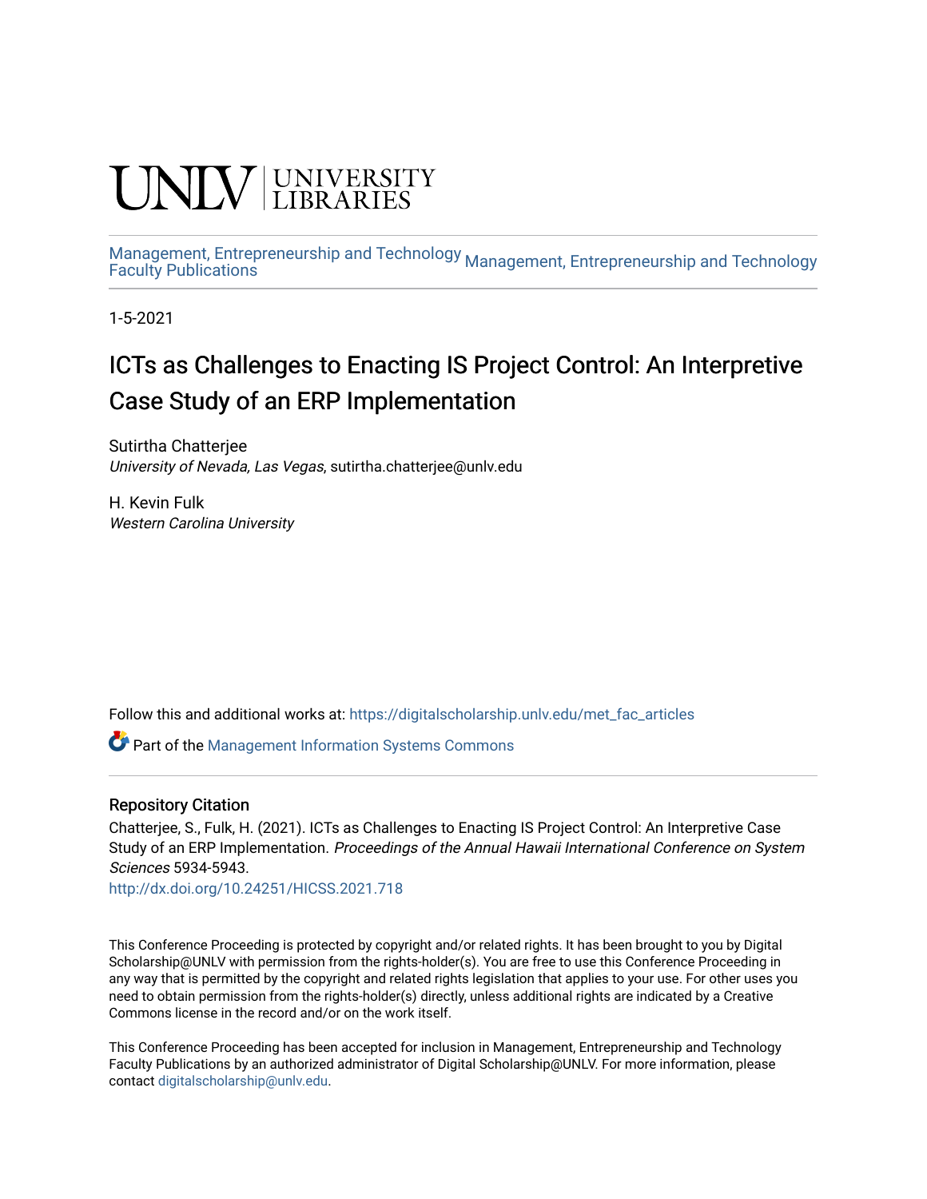UNLV | UNIVERSITY LIBRARIES

Management, Entrepreneurship and Technology Faculty Publications | Management, Entrepreneurship and Technology

1-5-2021

# ICTs as Challenges to Enacting IS Project Control: An Interpretive Case Study of an ERP Implementation

Sutirtha Chatterjee
*University of Nevada, Las Vegas*, sutirtha.chatterjee@unlv.edu

H. Kevin Fulk
*Western Carolina University*

Follow this and additional works at: https://digitalscholarship.unlv.edu/met_fac_articles

Part of the Management Information Systems Commons

## Repository Citation

Chatterjee, S., Fulk, H. (2021). ICTs as Challenges to Enacting IS Project Control: An Interpretive Case Study of an ERP Implementation. *Proceedings of the Annual Hawaii International Conference on System Sciences* 5934-5943.
http://dx.doi.org/10.24251/HICSS.2021.718

This Conference Proceeding is protected by copyright and/or related rights. It has been brought to you by Digital Scholarship@UNLV with permission from the rights-holder(s). You are free to use this Conference Proceeding in any way that is permitted by the copyright and related rights legislation that applies to your use. For other uses you need to obtain permission from the rights-holder(s) directly, unless additional rights are indicated by a Creative Commons license in the record and/or on the work itself.

This Conference Proceeding has been accepted for inclusion in Management, Entrepreneurship and Technology Faculty Publications by an authorized administrator of Digital Scholarship@UNLV. For more information, please contact digitalscholarship@unlv.edu.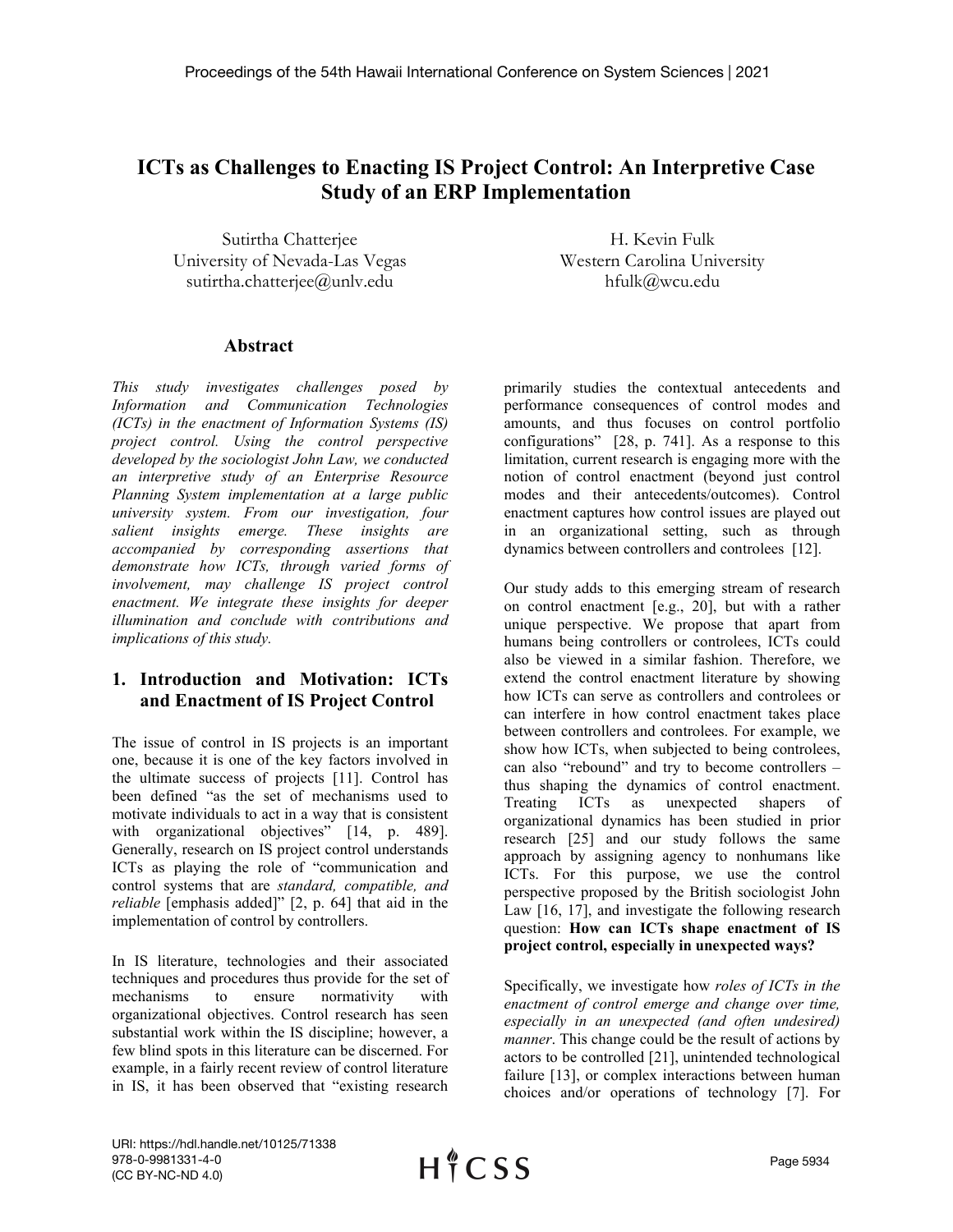# ICTs as Challenges to Enacting IS Project Control: An Interpretive Case Study of an ERP Implementation

Sutirtha Chatterjee
University of Nevada-Las Vegas
sutirtha.chatterjee@unlv.edu

H. Kevin Fulk
Western Carolina University
hfulk@wcu.edu

## Abstract

*This study investigates challenges posed by Information and Communication Technologies (ICTs) in the enactment of Information Systems (IS) project control. Using the control perspective developed by the sociologist John Law, we conducted an interpretive study of an Enterprise Resource Planning System implementation at a large public university system. From our investigation, four salient insights emerge. These insights are accompanied by corresponding assertions that demonstrate how ICTs, through varied forms of involvement, may challenge IS project control enactment. We integrate these insights for deeper illumination and conclude with contributions and implications of this study.*

## 1. Introduction and Motivation: ICTs and Enactment of IS Project Control

The issue of control in IS projects is an important one, because it is one of the key factors involved in the ultimate success of projects [11]. Control has been defined "as the set of mechanisms used to motivate individuals to act in a way that is consistent with organizational objectives" [14, p. 489]. Generally, research on IS project control understands ICTs as playing the role of "communication and control systems that are *standard, compatible, and reliable* [emphasis added]" [2, p. 64] that aid in the implementation of control by controllers.

In IS literature, technologies and their associated techniques and procedures thus provide for the set of mechanisms to ensure normativity with organizational objectives. Control research has seen substantial work within the IS discipline; however, a few blind spots in this literature can be discerned. For example, in a fairly recent review of control literature in IS, it has been observed that "existing research primarily studies the contextual antecedents and performance consequences of control modes and amounts, and thus focuses on control portfolio configurations" [28, p. 741]. As a response to this limitation, current research is engaging more with the notion of control enactment (beyond just control modes and their antecedents/outcomes). Control enactment captures how control issues are played out in an organizational setting, such as through dynamics between controllers and controlees [12].

Our study adds to this emerging stream of research on control enactment [e.g., 20], but with a rather unique perspective. We propose that apart from humans being controllers or controlees, ICTs could also be viewed in a similar fashion. Therefore, we extend the control enactment literature by showing how ICTs can serve as controllers and controlees or can interfere in how control enactment takes place between controllers and controlees. For example, we show how ICTs, when subjected to being controlees, can also "rebound" and try to become controllers – thus shaping the dynamics of control enactment. Treating ICTs as unexpected shapers of organizational dynamics has been studied in prior research [25] and our study follows the same approach by assigning agency to nonhumans like ICTs. For this purpose, we use the control perspective proposed by the British sociologist John Law [16, 17], and investigate the following research question: **How can ICTs shape enactment of IS project control, especially in unexpected ways?**

Specifically, we investigate how *roles of ICTs in the enactment of control emerge and change over time, especially in an unexpected (and often undesired) manner*. This change could be the result of actions by actors to be controlled [21], unintended technological failure [13], or complex interactions between human choices and/or operations of technology [7]. For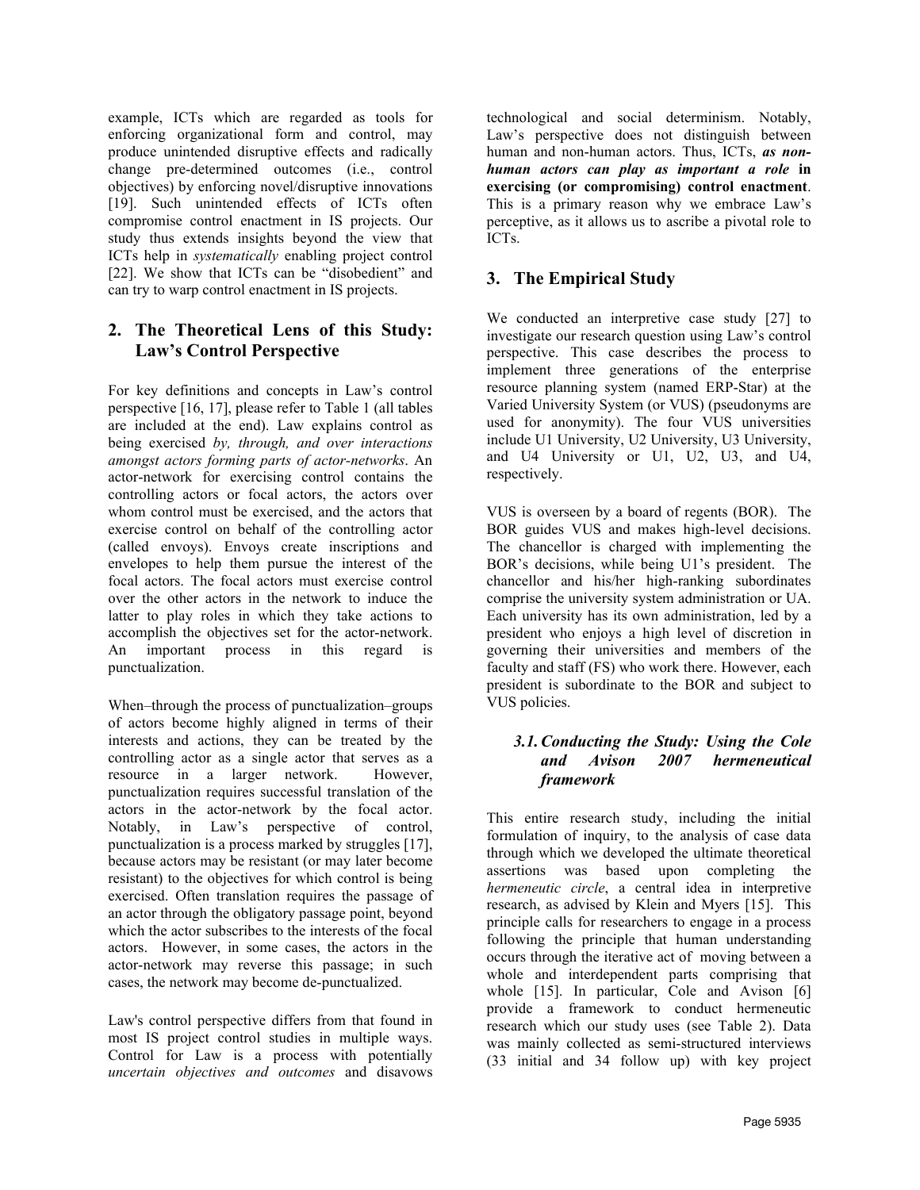example, ICTs which are regarded as tools for enforcing organizational form and control, may produce unintended disruptive effects and radically change pre-determined outcomes (i.e., control objectives) by enforcing novel/disruptive innovations [19]. Such unintended effects of ICTs often compromise control enactment in IS projects. Our study thus extends insights beyond the view that ICTs help in *systematically* enabling project control [22]. We show that ICTs can be "disobedient" and can try to warp control enactment in IS projects.

## 2. The Theoretical Lens of this Study: Law's Control Perspective

For key definitions and concepts in Law's control perspective [16, 17], please refer to Table 1 (all tables are included at the end). Law explains control as being exercised *by, through, and over interactions amongst actors forming parts of actor-networks*. An actor-network for exercising control contains the controlling actors or focal actors, the actors over whom control must be exercised, and the actors that exercise control on behalf of the controlling actor (called envoys). Envoys create inscriptions and envelopes to help them pursue the interest of the focal actors. The focal actors must exercise control over the other actors in the network to induce the latter to play roles in which they take actions to accomplish the objectives set for the actor-network. An important process in this regard is punctualization.

When–through the process of punctualization–groups of actors become highly aligned in terms of their interests and actions, they can be treated by the controlling actor as a single actor that serves as a resource in a larger network. However, punctualization requires successful translation of the actors in the actor-network by the focal actor. Notably, in Law's perspective of control, punctualization is a process marked by struggles [17], because actors may be resistant (or may later become resistant) to the objectives for which control is being exercised. Often translation requires the passage of an actor through the obligatory passage point, beyond which the actor subscribes to the interests of the focal actors. However, in some cases, the actors in the actor-network may reverse this passage; in such cases, the network may become de-punctualized.

Law's control perspective differs from that found in most IS project control studies in multiple ways. Control for Law is a process with potentially *uncertain objectives and outcomes* and disavows technological and social determinism. Notably, Law's perspective does not distinguish between human and non-human actors. Thus, ICTs, ***as non-human actors can play as important a role*** **in exercising (or compromising) control enactment**. This is a primary reason why we embrace Law's perceptive, as it allows us to ascribe a pivotal role to ICTs.

## 3. The Empirical Study

We conducted an interpretive case study [27] to investigate our research question using Law's control perspective. This case describes the process to implement three generations of the enterprise resource planning system (named ERP-Star) at the Varied University System (or VUS) (pseudonyms are used for anonymity). The four VUS universities include U1 University, U2 University, U3 University, and U4 University or U1, U2, U3, and U4, respectively.

VUS is overseen by a board of regents (BOR). The BOR guides VUS and makes high-level decisions. The chancellor is charged with implementing the BOR's decisions, while being U1's president. The chancellor and his/her high-ranking subordinates comprise the university system administration or UA. Each university has its own administration, led by a president who enjoys a high level of discretion in governing their universities and members of the faculty and staff (FS) who work there. However, each president is subordinate to the BOR and subject to VUS policies.

### *3.1. Conducting the Study: Using the Cole and Avison 2007 hermeneutical framework*

This entire research study, including the initial formulation of inquiry, to the analysis of case data through which we developed the ultimate theoretical assertions was based upon completing the *hermeneutic circle*, a central idea in interpretive research, as advised by Klein and Myers [15]. This principle calls for researchers to engage in a process following the principle that human understanding occurs through the iterative act of moving between a whole and interdependent parts comprising that whole [15]. In particular, Cole and Avison [6] provide a framework to conduct hermeneutic research which our study uses (see Table 2). Data was mainly collected as semi-structured interviews (33 initial and 34 follow up) with key project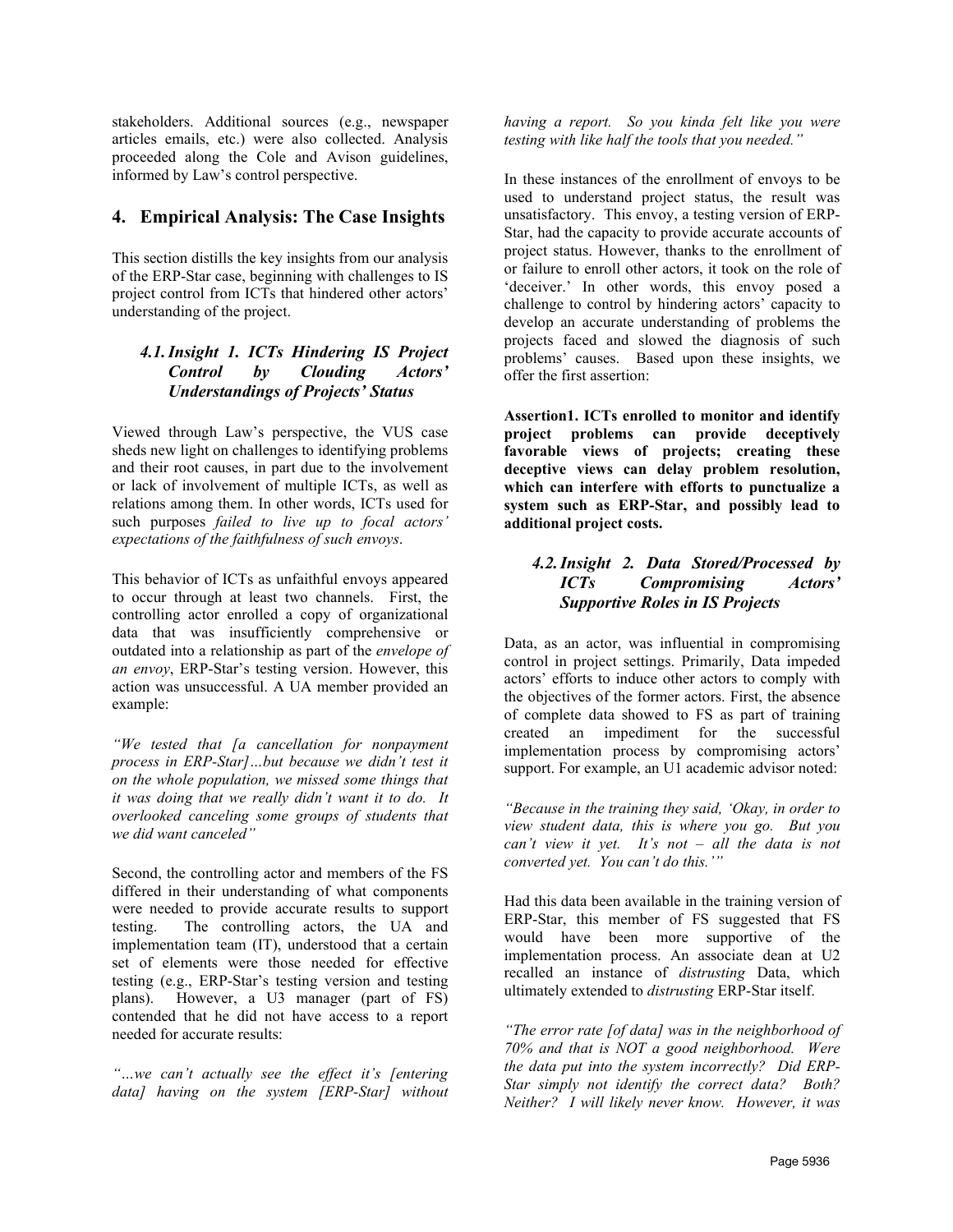stakeholders. Additional sources (e.g., newspaper articles emails, etc.) were also collected. Analysis proceeded along the Cole and Avison guidelines, informed by Law's control perspective.

## 4. Empirical Analysis: The Case Insights

This section distills the key insights from our analysis of the ERP-Star case, beginning with challenges to IS project control from ICTs that hindered other actors' understanding of the project.

### *4.1. Insight 1. ICTs Hindering IS Project Control by Clouding Actors' Understandings of Projects' Status*

Viewed through Law's perspective, the VUS case sheds new light on challenges to identifying problems and their root causes, in part due to the involvement or lack of involvement of multiple ICTs, as well as relations among them. In other words, ICTs used for such purposes *failed to live up to focal actors' expectations of the faithfulness of such envoys*.

This behavior of ICTs as unfaithful envoys appeared to occur through at least two channels. First, the controlling actor enrolled a copy of organizational data that was insufficiently comprehensive or outdated into a relationship as part of the *envelope of an envoy*, ERP-Star's testing version. However, this action was unsuccessful. A UA member provided an example:

*"We tested that [a cancellation for nonpayment process in ERP-Star]…but because we didn't test it on the whole population, we missed some things that it was doing that we really didn't want it to do. It overlooked canceling some groups of students that we did want canceled"*

Second, the controlling actor and members of the FS differed in their understanding of what components were needed to provide accurate results to support testing. The controlling actors, the UA and implementation team (IT), understood that a certain set of elements were those needed for effective testing (e.g., ERP-Star's testing version and testing plans). However, a U3 manager (part of FS) contended that he did not have access to a report needed for accurate results:

*"…we can't actually see the effect it's [entering data] having on the system [ERP-Star] without having a report. So you kinda felt like you were testing with like half the tools that you needed."*

In these instances of the enrollment of envoys to be used to understand project status, the result was unsatisfactory. This envoy, a testing version of ERP-Star, had the capacity to provide accurate accounts of project status. However, thanks to the enrollment of or failure to enroll other actors, it took on the role of 'deceiver.' In other words, this envoy posed a challenge to control by hindering actors' capacity to develop an accurate understanding of problems the projects faced and slowed the diagnosis of such problems' causes. Based upon these insights, we offer the first assertion:

**Assertion1. ICTs enrolled to monitor and identify project problems can provide deceptively favorable views of projects; creating these deceptive views can delay problem resolution, which can interfere with efforts to punctualize a system such as ERP-Star, and possibly lead to additional project costs.**

### *4.2. Insight 2. Data Stored/Processed by ICTs Compromising Actors' Supportive Roles in IS Projects*

Data, as an actor, was influential in compromising control in project settings. Primarily, Data impeded actors' efforts to induce other actors to comply with the objectives of the former actors. First, the absence of complete data showed to FS as part of training created an impediment for the successful implementation process by compromising actors' support. For example, an U1 academic advisor noted:

*"Because in the training they said, 'Okay, in order to view student data, this is where you go. But you can't view it yet. It's not – all the data is not converted yet. You can't do this.'"*

Had this data been available in the training version of ERP-Star, this member of FS suggested that FS would have been more supportive of the implementation process. An associate dean at U2 recalled an instance of *distrusting* Data, which ultimately extended to *distrusting* ERP-Star itself.

*"The error rate [of data] was in the neighborhood of 70% and that is NOT a good neighborhood. Were the data put into the system incorrectly? Did ERP-Star simply not identify the correct data? Both? Neither? I will likely never know. However, it was*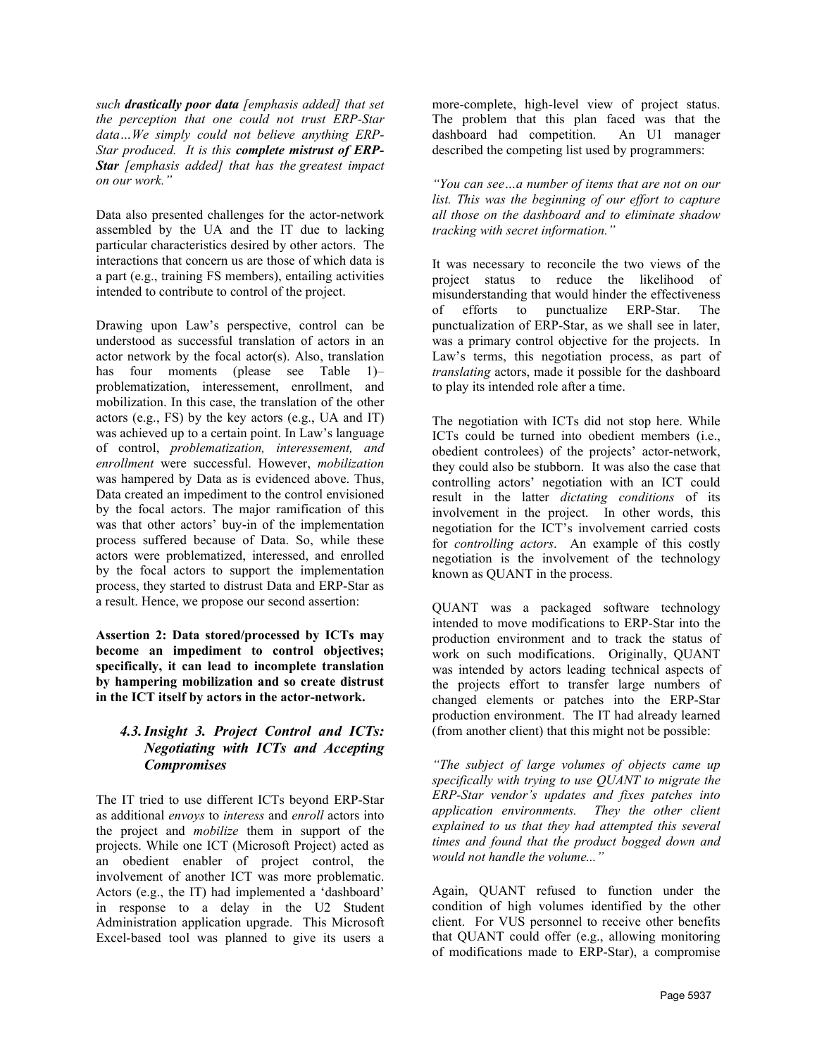*such **drastically poor data** [emphasis added] that set the perception that one could not trust ERP-Star data…We simply could not believe anything ERP-Star produced. It is this **complete mistrust of ERP-Star** [emphasis added] that has the greatest impact on our work."*

Data also presented challenges for the actor-network assembled by the UA and the IT due to lacking particular characteristics desired by other actors. The interactions that concern us are those of which data is a part (e.g., training FS members), entailing activities intended to contribute to control of the project.

Drawing upon Law's perspective, control can be understood as successful translation of actors in an actor network by the focal actor(s). Also, translation has four moments (please see Table 1)– problematization, interessement, enrollment, and mobilization. In this case, the translation of the other actors (e.g., FS) by the key actors (e.g., UA and IT) was achieved up to a certain point. In Law's language of control, *problematization, interessement, and enrollment* were successful. However, *mobilization* was hampered by Data as is evidenced above. Thus, Data created an impediment to the control envisioned by the focal actors. The major ramification of this was that other actors' buy-in of the implementation process suffered because of Data. So, while these actors were problematized, interessed, and enrolled by the focal actors to support the implementation process, they started to distrust Data and ERP-Star as a result. Hence, we propose our second assertion:

**Assertion 2: Data stored/processed by ICTs may become an impediment to control objectives; specifically, it can lead to incomplete translation by hampering mobilization and so create distrust in the ICT itself by actors in the actor-network.**

### 4.3. Insight 3. Project Control and ICTs: Negotiating with ICTs and Accepting Compromises

The IT tried to use different ICTs beyond ERP-Star as additional *envoys* to *interess* and *enroll* actors into the project and *mobilize* them in support of the projects. While one ICT (Microsoft Project) acted as an obedient enabler of project control, the involvement of another ICT was more problematic. Actors (e.g., the IT) had implemented a 'dashboard' in response to a delay in the U2 Student Administration application upgrade. This Microsoft Excel-based tool was planned to give its users a more-complete, high-level view of project status. The problem that this plan faced was that the dashboard had competition. An U1 manager described the competing list used by programmers:

*"You can see…a number of items that are not on our list. This was the beginning of our effort to capture all those on the dashboard and to eliminate shadow tracking with secret information."*

It was necessary to reconcile the two views of the project status to reduce the likelihood of misunderstanding that would hinder the effectiveness of efforts to punctualize ERP-Star. The punctualization of ERP-Star, as we shall see in later, was a primary control objective for the projects. In Law's terms, this negotiation process, as part of *translating* actors, made it possible for the dashboard to play its intended role after a time.

The negotiation with ICTs did not stop here. While ICTs could be turned into obedient members (i.e., obedient controlees) of the projects' actor-network, they could also be stubborn. It was also the case that controlling actors' negotiation with an ICT could result in the latter *dictating conditions* of its involvement in the project. In other words, this negotiation for the ICT's involvement carried costs for *controlling actors*. An example of this costly negotiation is the involvement of the technology known as QUANT in the process.

QUANT was a packaged software technology intended to move modifications to ERP-Star into the production environment and to track the status of work on such modifications. Originally, QUANT was intended by actors leading technical aspects of the projects effort to transfer large numbers of changed elements or patches into the ERP-Star production environment. The IT had already learned (from another client) that this might not be possible:

*"The subject of large volumes of objects came up specifically with trying to use QUANT to migrate the ERP-Star vendor's updates and fixes patches into application environments. They the other client explained to us that they had attempted this several times and found that the product bogged down and would not handle the volume..."*

Again, QUANT refused to function under the condition of high volumes identified by the other client. For VUS personnel to receive other benefits that QUANT could offer (e.g., allowing monitoring of modifications made to ERP-Star), a compromise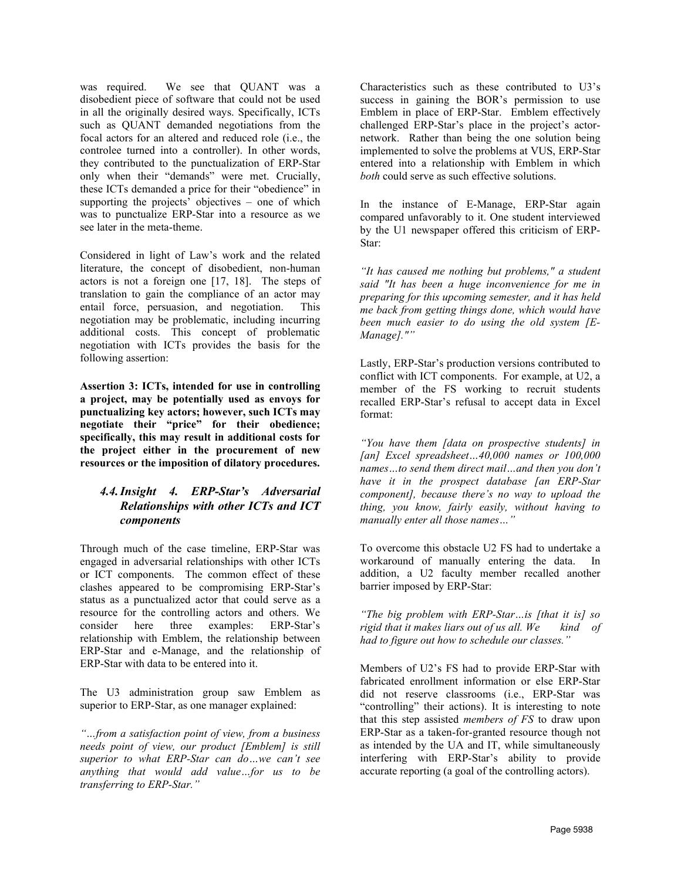was required. We see that QUANT was a disobedient piece of software that could not be used in all the originally desired ways. Specifically, ICTs such as QUANT demanded negotiations from the focal actors for an altered and reduced role (i.e., the controlee turned into a controller). In other words, they contributed to the punctualization of ERP-Star only when their "demands" were met. Crucially, these ICTs demanded a price for their "obedience" in supporting the projects' objectives – one of which was to punctualize ERP-Star into a resource as we see later in the meta-theme.

Considered in light of Law's work and the related literature, the concept of disobedient, non-human actors is not a foreign one [17, 18]. The steps of translation to gain the compliance of an actor may entail force, persuasion, and negotiation. This negotiation may be problematic, including incurring additional costs. This concept of problematic negotiation with ICTs provides the basis for the following assertion:

**Assertion 3: ICTs, intended for use in controlling a project, may be potentially used as envoys for punctualizing key actors; however, such ICTs may negotiate their "price" for their obedience; specifically, this may result in additional costs for the project either in the procurement of new resources or the imposition of dilatory procedures.**

### *4.4. Insight 4. ERP-Star's Adversarial Relationships with other ICTs and ICT components*

Through much of the case timeline, ERP-Star was engaged in adversarial relationships with other ICTs or ICT components. The common effect of these clashes appeared to be compromising ERP-Star's status as a punctualized actor that could serve as a resource for the controlling actors and others. We consider here three examples: ERP-Star's relationship with Emblem, the relationship between ERP-Star and e-Manage, and the relationship of ERP-Star with data to be entered into it.

The U3 administration group saw Emblem as superior to ERP-Star, as one manager explained:

*"…from a satisfaction point of view, from a business needs point of view, our product [Emblem] is still superior to what ERP-Star can do…we can't see anything that would add value…for us to be transferring to ERP-Star."*

Characteristics such as these contributed to U3's success in gaining the BOR's permission to use Emblem in place of ERP-Star. Emblem effectively challenged ERP-Star's place in the project's actor-network. Rather than being the one solution being implemented to solve the problems at VUS, ERP-Star entered into a relationship with Emblem in which *both* could serve as such effective solutions.

In the instance of E-Manage, ERP-Star again compared unfavorably to it. One student interviewed by the U1 newspaper offered this criticism of ERP-Star:

*"It has caused me nothing but problems," a student said "It has been a huge inconvenience for me in preparing for this upcoming semester, and it has held me back from getting things done, which would have been much easier to do using the old system [E-Manage].""*

Lastly, ERP-Star's production versions contributed to conflict with ICT components. For example, at U2, a member of the FS working to recruit students recalled ERP-Star's refusal to accept data in Excel format:

*"You have them [data on prospective students] in [an] Excel spreadsheet…40,000 names or 100,000 names…to send them direct mail…and then you don't have it in the prospect database [an ERP-Star component], because there's no way to upload the thing, you know, fairly easily, without having to manually enter all those names…"*

To overcome this obstacle U2 FS had to undertake a workaround of manually entering the data. In addition, a U2 faculty member recalled another barrier imposed by ERP-Star:

*"The big problem with ERP-Star…is [that it is] so rigid that it makes liars out of us all. We kind of had to figure out how to schedule our classes."*

Members of U2's FS had to provide ERP-Star with fabricated enrollment information or else ERP-Star did not reserve classrooms (i.e., ERP-Star was "controlling" their actions). It is interesting to note that this step assisted *members of FS* to draw upon ERP-Star as a taken-for-granted resource though not as intended by the UA and IT, while simultaneously interfering with ERP-Star's ability to provide accurate reporting (a goal of the controlling actors).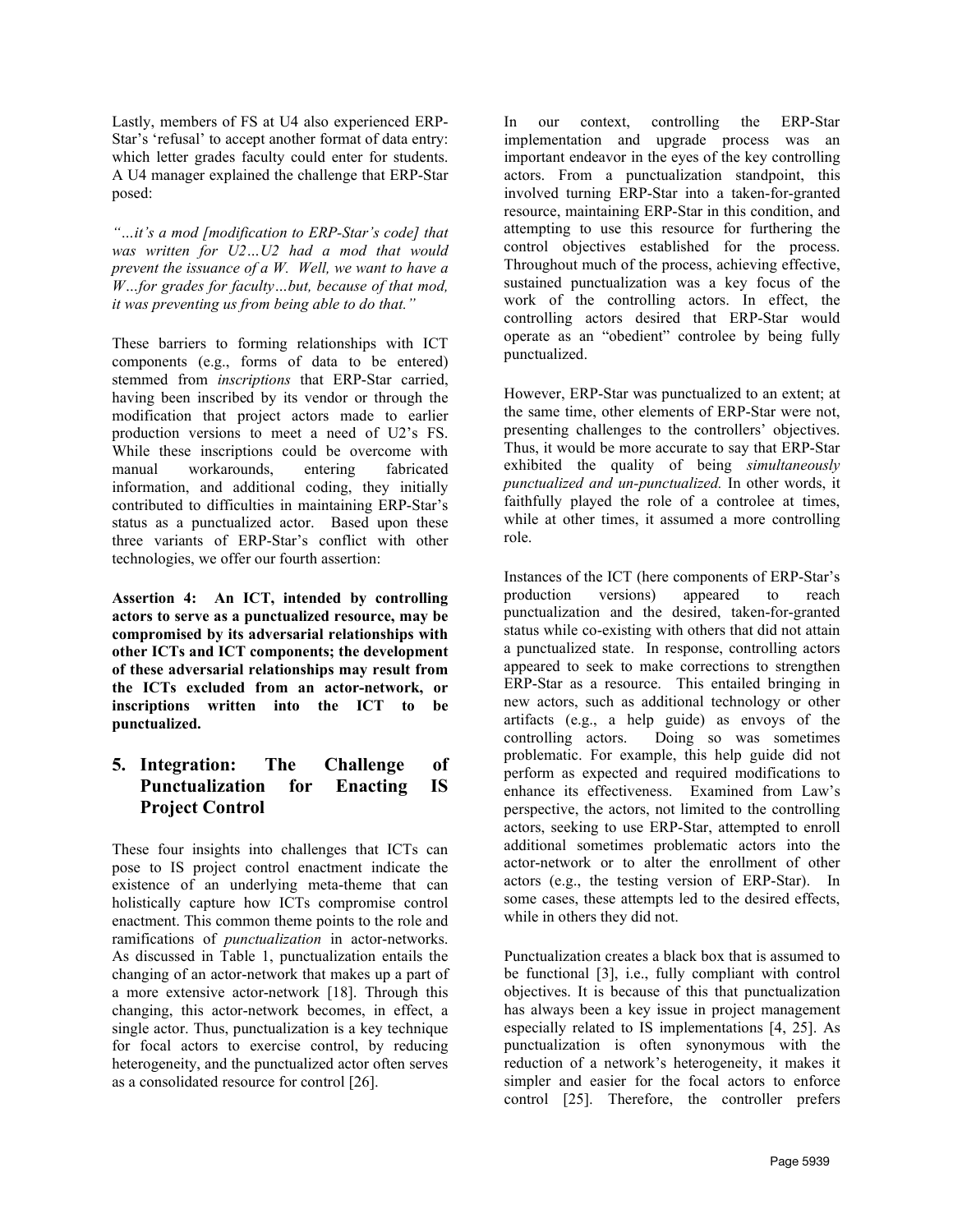Lastly, members of FS at U4 also experienced ERP-Star's 'refusal' to accept another format of data entry: which letter grades faculty could enter for students. A U4 manager explained the challenge that ERP-Star posed:

*"…it's a mod [modification to ERP-Star's code] that was written for U2…U2 had a mod that would prevent the issuance of a W. Well, we want to have a W…for grades for faculty…but, because of that mod, it was preventing us from being able to do that."*

These barriers to forming relationships with ICT components (e.g., forms of data to be entered) stemmed from *inscriptions* that ERP-Star carried, having been inscribed by its vendor or through the modification that project actors made to earlier production versions to meet a need of U2's FS. While these inscriptions could be overcome with manual workarounds, entering fabricated information, and additional coding, they initially contributed to difficulties in maintaining ERP-Star's status as a punctualized actor. Based upon these three variants of ERP-Star's conflict with other technologies, we offer our fourth assertion:

**Assertion 4: An ICT, intended by controlling actors to serve as a punctualized resource, may be compromised by its adversarial relationships with other ICTs and ICT components; the development of these adversarial relationships may result from the ICTs excluded from an actor-network, or inscriptions written into the ICT to be punctualized.**

## 5. Integration: The Challenge of Punctualization for Enacting IS Project Control

These four insights into challenges that ICTs can pose to IS project control enactment indicate the existence of an underlying meta-theme that can holistically capture how ICTs compromise control enactment. This common theme points to the role and ramifications of *punctualization* in actor-networks. As discussed in Table 1, punctualization entails the changing of an actor-network that makes up a part of a more extensive actor-network [18]. Through this changing, this actor-network becomes, in effect, a single actor. Thus, punctualization is a key technique for focal actors to exercise control, by reducing heterogeneity, and the punctualized actor often serves as a consolidated resource for control [26].

In our context, controlling the ERP-Star implementation and upgrade process was an important endeavor in the eyes of the key controlling actors. From a punctualization standpoint, this involved turning ERP-Star into a taken-for-granted resource, maintaining ERP-Star in this condition, and attempting to use this resource for furthering the control objectives established for the process. Throughout much of the process, achieving effective, sustained punctualization was a key focus of the work of the controlling actors. In effect, the controlling actors desired that ERP-Star would operate as an "obedient" controlee by being fully punctualized.

However, ERP-Star was punctualized to an extent; at the same time, other elements of ERP-Star were not, presenting challenges to the controllers' objectives. Thus, it would be more accurate to say that ERP-Star exhibited the quality of being *simultaneously punctualized and un-punctualized.* In other words, it faithfully played the role of a controlee at times, while at other times, it assumed a more controlling role.

Instances of the ICT (here components of ERP-Star's production versions) appeared to reach punctualization and the desired, taken-for-granted status while co-existing with others that did not attain a punctualized state. In response, controlling actors appeared to seek to make corrections to strengthen ERP-Star as a resource. This entailed bringing in new actors, such as additional technology or other artifacts (e.g., a help guide) as envoys of the controlling actors. Doing so was sometimes problematic. For example, this help guide did not perform as expected and required modifications to enhance its effectiveness. Examined from Law's perspective, the actors, not limited to the controlling actors, seeking to use ERP-Star, attempted to enroll additional sometimes problematic actors into the actor-network or to alter the enrollment of other actors (e.g., the testing version of ERP-Star). In some cases, these attempts led to the desired effects, while in others they did not.

Punctualization creates a black box that is assumed to be functional [3], i.e., fully compliant with control objectives. It is because of this that punctualization has always been a key issue in project management especially related to IS implementations [4, 25]. As punctualization is often synonymous with the reduction of a network's heterogeneity, it makes it simpler and easier for the focal actors to enforce control [25]. Therefore, the controller prefers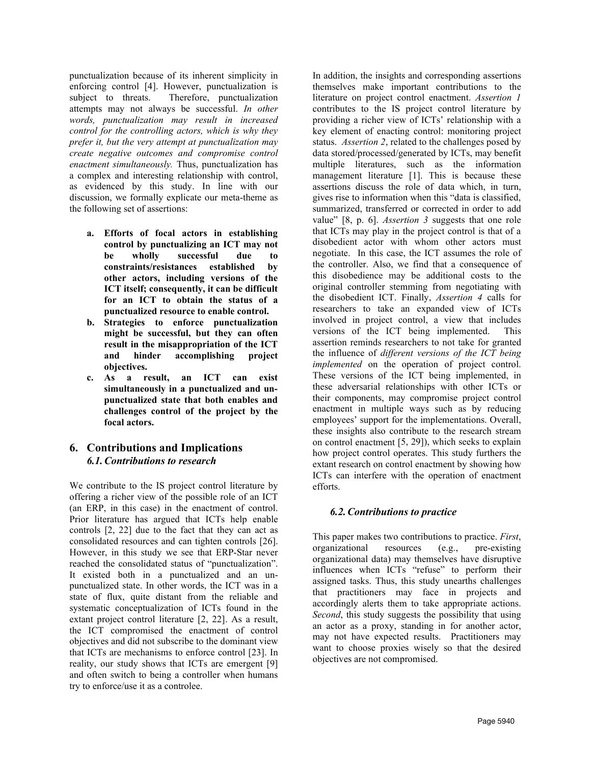punctualization because of its inherent simplicity in enforcing control [4]. However, punctualization is subject to threats. Therefore, punctualization attempts may not always be successful. *In other words, punctualization may result in increased control for the controlling actors, which is why they prefer it, but the very attempt at punctualization may create negative outcomes and compromise control enactment simultaneously.* Thus, punctualization has a complex and interesting relationship with control, as evidenced by this study. In line with our discussion, we formally explicate our meta-theme as the following set of assertions:

- **a. Efforts of focal actors in establishing control by punctualizing an ICT may not be wholly successful due to constraints/resistances established by other actors, including versions of the ICT itself; consequently, it can be difficult for an ICT to obtain the status of a punctualized resource to enable control.**
- **b. Strategies to enforce punctualization might be successful, but they can often result in the misappropriation of the ICT and hinder accomplishing project objectives.**
- **c. As a result, an ICT can exist simultaneously in a punctualized and un-punctualized state that both enables and challenges control of the project by the focal actors.**

## 6. Contributions and Implications

### 6.1. Contributions to research

We contribute to the IS project control literature by offering a richer view of the possible role of an ICT (an ERP, in this case) in the enactment of control. Prior literature has argued that ICTs help enable controls [2, 22] due to the fact that they can act as consolidated resources and can tighten controls [26]. However, in this study we see that ERP-Star never reached the consolidated status of "punctualization". It existed both in a punctualized and an un-punctualized state. In other words, the ICT was in a state of flux, quite distant from the reliable and systematic conceptualization of ICTs found in the extant project control literature [2, 22]. As a result, the ICT compromised the enactment of control objectives and did not subscribe to the dominant view that ICTs are mechanisms to enforce control [23]. In reality, our study shows that ICTs are emergent [9] and often switch to being a controller when humans try to enforce/use it as a controlee.

In addition, the insights and corresponding assertions themselves make important contributions to the literature on project control enactment. *Assertion 1* contributes to the IS project control literature by providing a richer view of ICTs' relationship with a key element of enacting control: monitoring project status. *Assertion 2*, related to the challenges posed by data stored/processed/generated by ICTs, may benefit multiple literatures, such as the information management literature [1]. This is because these assertions discuss the role of data which, in turn, gives rise to information when this "data is classified, summarized, transferred or corrected in order to add value" [8, p. 6]. *Assertion 3* suggests that one role that ICTs may play in the project control is that of a disobedient actor with whom other actors must negotiate. In this case, the ICT assumes the role of the controller. Also, we find that a consequence of this disobedience may be additional costs to the original controller stemming from negotiating with the disobedient ICT. Finally, *Assertion 4* calls for researchers to take an expanded view of ICTs involved in project control, a view that includes versions of the ICT being implemented. This assertion reminds researchers to not take for granted the influence of *different versions of the ICT being implemented* on the operation of project control. These versions of the ICT being implemented, in these adversarial relationships with other ICTs or their components, may compromise project control enactment in multiple ways such as by reducing employees' support for the implementations. Overall, these insights also contribute to the research stream on control enactment [5, 29]), which seeks to explain how project control operates. This study furthers the extant research on control enactment by showing how ICTs can interfere with the operation of enactment efforts.

### 6.2. Contributions to practice

This paper makes two contributions to practice. *First*, organizational resources (e.g., pre-existing organizational data) may themselves have disruptive influences when ICTs "refuse" to perform their assigned tasks. Thus, this study unearths challenges that practitioners may face in projects and accordingly alerts them to take appropriate actions. *Second*, this study suggests the possibility that using an actor as a proxy, standing in for another actor, may not have expected results. Practitioners may want to choose proxies wisely so that the desired objectives are not compromised.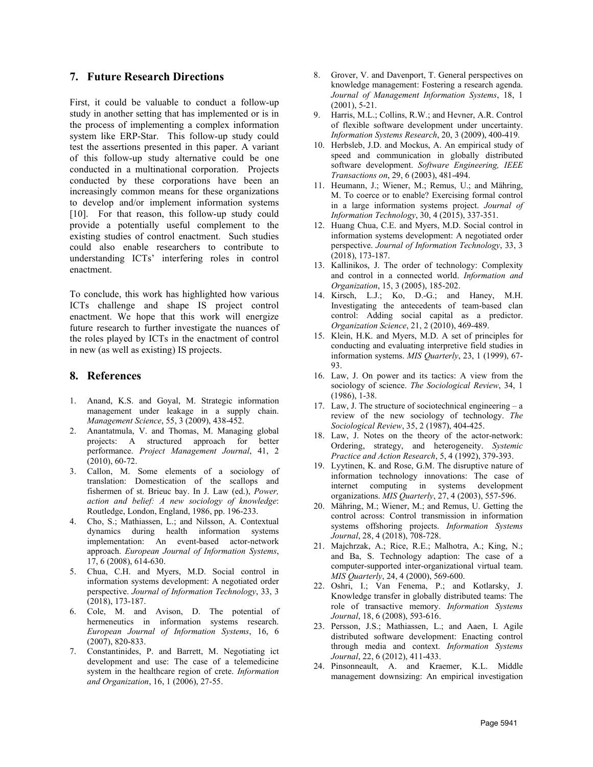## 7. Future Research Directions

First, it could be valuable to conduct a follow-up study in another setting that has implemented or is in the process of implementing a complex information system like ERP-Star. This follow-up study could test the assertions presented in this paper. A variant of this follow-up study alternative could be one conducted in a multinational corporation. Projects conducted by these corporations have been an increasingly common means for these organizations to develop and/or implement information systems [10]. For that reason, this follow-up study could provide a potentially useful complement to the existing studies of control enactment. Such studies could also enable researchers to contribute to understanding ICTs' interfering roles in control enactment.

To conclude, this work has highlighted how various ICTs challenge and shape IS project control enactment. We hope that this work will energize future research to further investigate the nuances of the roles played by ICTs in the enactment of control in new (as well as existing) IS projects.

## 8. References

1. Anand, K.S. and Goyal, M. Strategic information management under leakage in a supply chain. *Management Science*, 55, 3 (2009), 438-452.
2. Anantatmula, V. and Thomas, M. Managing global projects: A structured approach for better performance. *Project Management Journal*, 41, 2 (2010), 60-72.
3. Callon, M. Some elements of a sociology of translation: Domestication of the scallops and fishermen of st. Brieuc bay. In J. Law (ed.), *Power, action and belief: A new sociology of knowledge*: Routledge, London, England, 1986, pp. 196-233.
4. Cho, S.; Mathiassen, L.; and Nilsson, A. Contextual dynamics during health information systems implementation: An event-based actor-network approach. *European Journal of Information Systems*, 17, 6 (2008), 614-630.
5. Chua, C.H. and Myers, M.D. Social control in information systems development: A negotiated order perspective. *Journal of Information Technology*, 33, 3 (2018), 173-187.
6. Cole, M. and Avison, D. The potential of hermeneutics in information systems research. *European Journal of Information Systems*, 16, 6 (2007), 820-833.
7. Constantinides, P. and Barrett, M. Negotiating ict development and use: The case of a telemedicine system in the healthcare region of crete. *Information and Organization*, 16, 1 (2006), 27-55.
8. Grover, V. and Davenport, T. General perspectives on knowledge management: Fostering a research agenda. *Journal of Management Information Systems*, 18, 1 (2001), 5-21.
9. Harris, M.L.; Collins, R.W.; and Hevner, A.R. Control of flexible software development under uncertainty. *Information Systems Research*, 20, 3 (2009), 400-419.
10. Herbsleb, J.D. and Mockus, A. An empirical study of speed and communication in globally distributed software development. *Software Engineering, IEEE Transactions on*, 29, 6 (2003), 481-494.
11. Heumann, J.; Wiener, M.; Remus, U.; and Mähring, M. To coerce or to enable? Exercising formal control in a large information systems project. *Journal of Information Technology*, 30, 4 (2015), 337-351.
12. Huang Chua, C.E. and Myers, M.D. Social control in information systems development: A negotiated order perspective. *Journal of Information Technology*, 33, 3 (2018), 173-187.
13. Kallinikos, J. The order of technology: Complexity and control in a connected world. *Information and Organization*, 15, 3 (2005), 185-202.
14. Kirsch, L.J.; Ko, D.-G.; and Haney, M.H. Investigating the antecedents of team-based clan control: Adding social capital as a predictor. *Organization Science*, 21, 2 (2010), 469-489.
15. Klein, H.K. and Myers, M.D. A set of principles for conducting and evaluating interpretive field studies in information systems. *MIS Quarterly*, 23, 1 (1999), 67-93.
16. Law, J. On power and its tactics: A view from the sociology of science. *The Sociological Review*, 34, 1 (1986), 1-38.
17. Law, J. The structure of sociotechnical engineering – a review of the new sociology of technology. *The Sociological Review*, 35, 2 (1987), 404-425.
18. Law, J. Notes on the theory of the actor-network: Ordering, strategy, and heterogeneity. *Systemic Practice and Action Research*, 5, 4 (1992), 379-393.
19. Lyytinen, K. and Rose, G.M. The disruptive nature of information technology innovations: The case of internet computing in systems development organizations. *MIS Quarterly*, 27, 4 (2003), 557-596.
20. Mähring, M.; Wiener, M.; and Remus, U. Getting the control across: Control transmission in information systems offshoring projects. *Information Systems Journal*, 28, 4 (2018), 708-728.
21. Majchrzak, A.; Rice, R.E.; Malhotra, A.; King, N.; and Ba, S. Technology adaption: The case of a computer-supported inter-organizational virtual team. *MIS Quarterly*, 24, 4 (2000), 569-600.
22. Oshri, I.; Van Fenema, P.; and Kotlarsky, J. Knowledge transfer in globally distributed teams: The role of transactive memory. *Information Systems Journal*, 18, 6 (2008), 593-616.
23. Persson, J.S.; Mathiassen, L.; and Aaen, I. Agile distributed software development: Enacting control through media and context. *Information Systems Journal*, 22, 6 (2012), 411-433.
24. Pinsonneault, A. and Kraemer, K.L. Middle management downsizing: An empirical investigation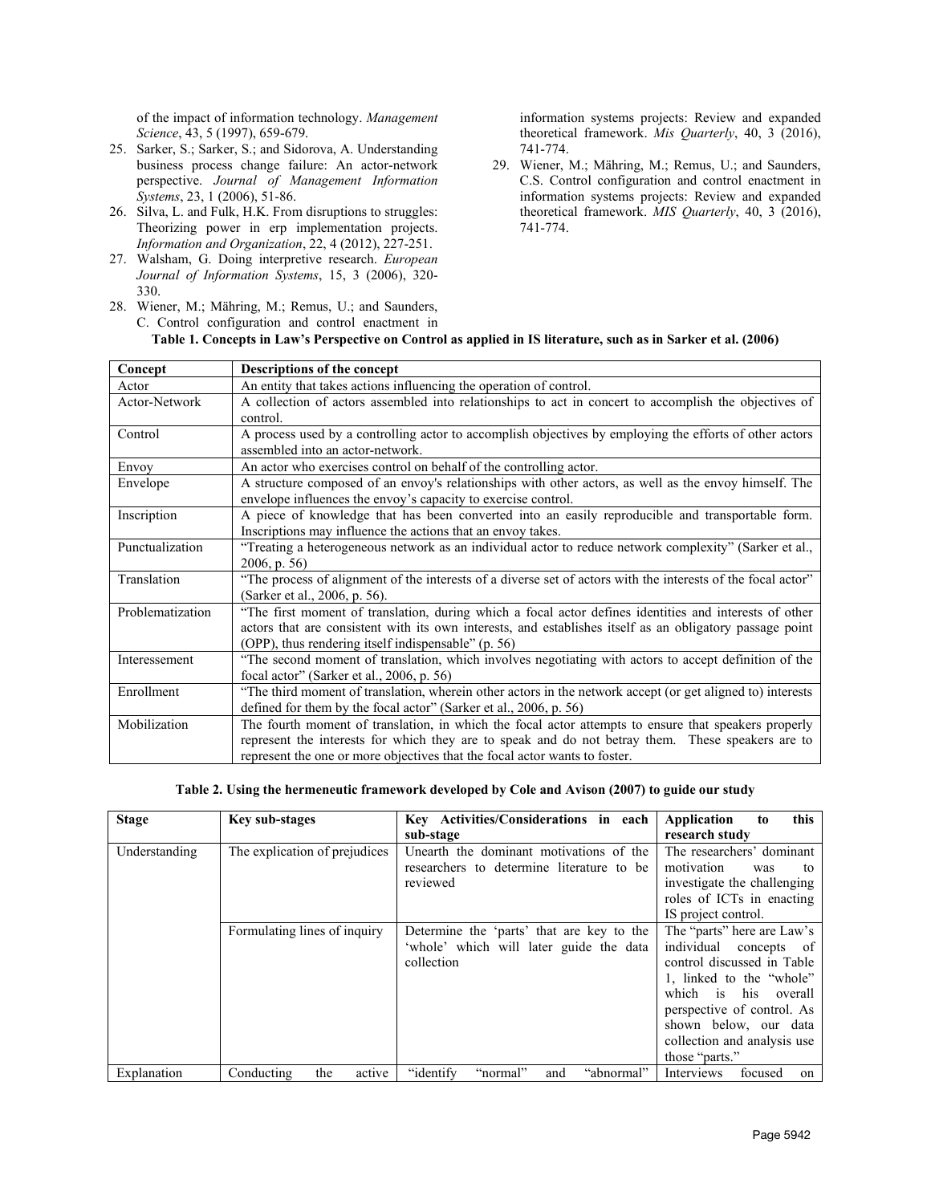of the impact of information technology. *Management Science*, 43, 5 (1997), 659-679.

25. Sarker, S.; Sarker, S.; and Sidorova, A. Understanding business process change failure: An actor-network perspective. *Journal of Management Information Systems*, 23, 1 (2006), 51-86.
26. Silva, L. and Fulk, H.K. From disruptions to struggles: Theorizing power in erp implementation projects. *Information and Organization*, 22, 4 (2012), 227-251.
27. Walsham, G. Doing interpretive research. *European Journal of Information Systems*, 15, 3 (2006), 320-330.
28. Wiener, M.; Mähring, M.; Remus, U.; and Saunders, C. Control configuration and control enactment in information systems projects: Review and expanded theoretical framework. *Mis Quarterly*, 40, 3 (2016), 741-774.
29. Wiener, M.; Mähring, M.; Remus, U.; and Saunders, C.S. Control configuration and control enactment in information systems projects: Review and expanded theoretical framework. *MIS Quarterly*, 40, 3 (2016), 741-774.

**Table 1. Concepts in Law's Perspective on Control as applied in IS literature, such as in Sarker et al. (2006)**

| Concept | Descriptions of the concept |
|---|---|
| Actor | An entity that takes actions influencing the operation of control. |
| Actor-Network | A collection of actors assembled into relationships to act in concert to accomplish the objectives of control. |
| Control | A process used by a controlling actor to accomplish objectives by employing the efforts of other actors assembled into an actor-network. |
| Envoy | An actor who exercises control on behalf of the controlling actor. |
| Envelope | A structure composed of an envoy's relationships with other actors, as well as the envoy himself. The envelope influences the envoy's capacity to exercise control. |
| Inscription | A piece of knowledge that has been converted into an easily reproducible and transportable form. Inscriptions may influence the actions that an envoy takes. |
| Punctualization | "Treating a heterogeneous network as an individual actor to reduce network complexity" (Sarker et al., 2006, p. 56) |
| Translation | "The process of alignment of the interests of a diverse set of actors with the interests of the focal actor" (Sarker et al., 2006, p. 56). |
| Problematization | "The first moment of translation, during which a focal actor defines identities and interests of other actors that are consistent with its own interests, and establishes itself as an obligatory passage point (OPP), thus rendering itself indispensable" (p. 56) |
| Interessement | "The second moment of translation, which involves negotiating with actors to accept definition of the focal actor" (Sarker et al., 2006, p. 56) |
| Enrollment | "The third moment of translation, wherein other actors in the network accept (or get aligned to) interests defined for them by the focal actor" (Sarker et al., 2006, p. 56) |
| Mobilization | The fourth moment of translation, in which the focal actor attempts to ensure that speakers properly represent the interests for which they are to speak and do not betray them. These speakers are to represent the one or more objectives that the focal actor wants to foster. |

**Table 2. Using the hermeneutic framework developed by Cole and Avison (2007) to guide our study**

| Stage | Key sub-stages | Key Activities/Considerations in each sub-stage | Application to this research study |
|---|---|---|---|
| Understanding | The explication of prejudices | Unearth the dominant motivations of the researchers to determine literature to be reviewed | The researchers' dominant motivation was to investigate the challenging roles of ICTs in enacting IS project control. |
| | Formulating lines of inquiry | Determine the 'parts' that are key to the 'whole' which will later guide the data collection | The "parts" here are Law's individual concepts of control discussed in Table 1, linked to the "whole" which is his overall perspective of control. As shown below, our data collection and analysis use those "parts." |
| Explanation | Conducting the active | "identify "normal" and "abnormal" | Interviews focused on |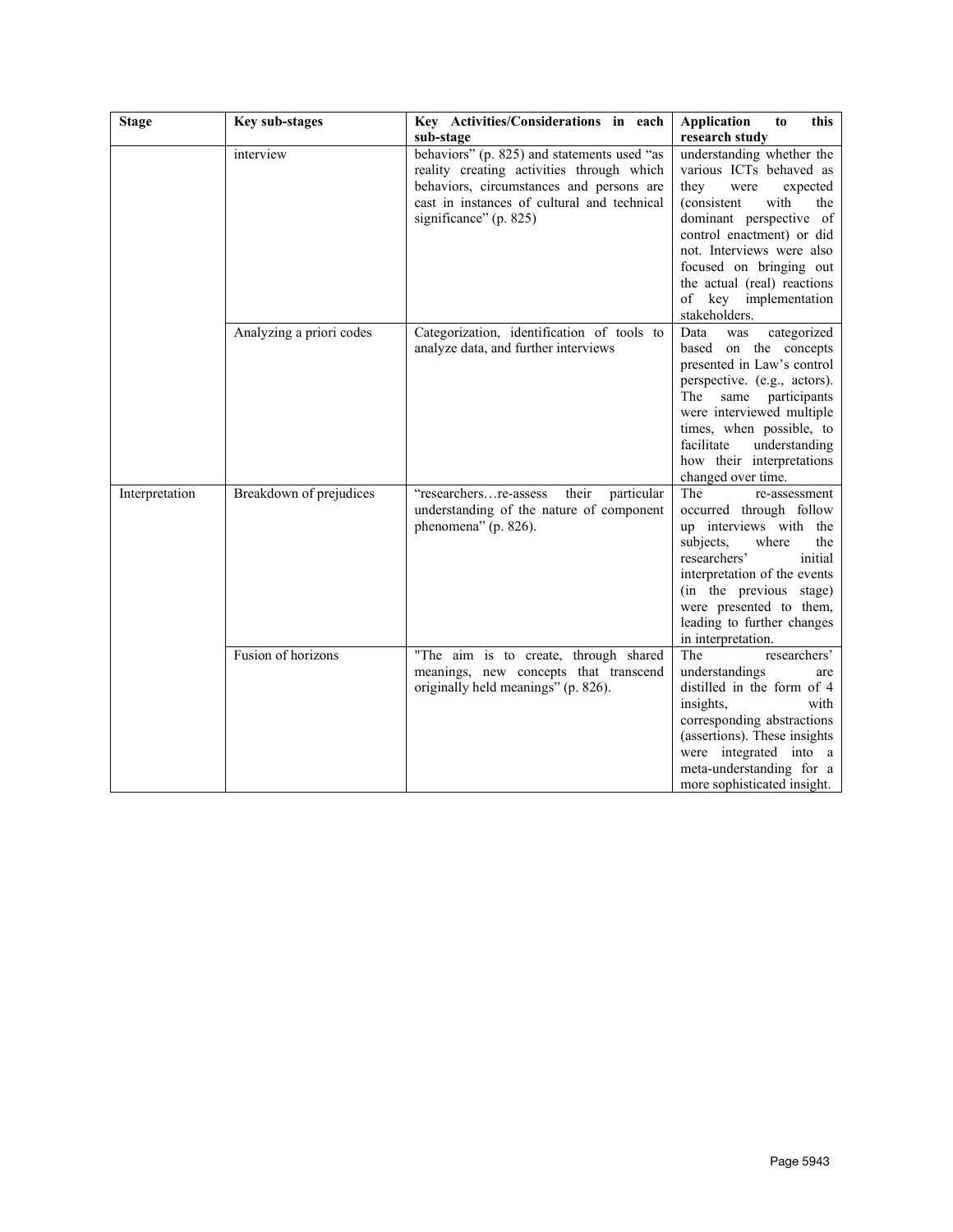| Stage | Key sub-stages | Key Activities/Considerations in each sub-stage | Application to this research study |
|---|---|---|---|
| | interview | behaviors" (p. 825) and statements used "as reality creating activities through which behaviors, circumstances and persons are cast in instances of cultural and technical significance" (p. 825) | understanding whether the various ICTs behaved as they were expected (consistent with the dominant perspective of control enactment) or did not. Interviews were also focused on bringing out the actual (real) reactions of key implementation stakeholders. |
| | Analyzing a priori codes | Categorization, identification of tools to analyze data, and further interviews | Data was categorized based on the concepts presented in Law's control perspective. (e.g., actors). The same participants were interviewed multiple times, when possible, to facilitate understanding how their interpretations changed over time. |
| Interpretation | Breakdown of prejudices | "researchers…re-assess their particular understanding of the nature of component phenomena" (p. 826). | The re-assessment occurred through follow up interviews with the subjects, where the researchers' initial interpretation of the events (in the previous stage) were presented to them, leading to further changes in interpretation. |
| | Fusion of horizons | "The aim is to create, through shared meanings, new concepts that transcend originally held meanings" (p. 826). | The researchers' understandings are distilled in the form of 4 insights, with corresponding abstractions (assertions). These insights were integrated into a meta-understanding for a more sophisticated insight. |